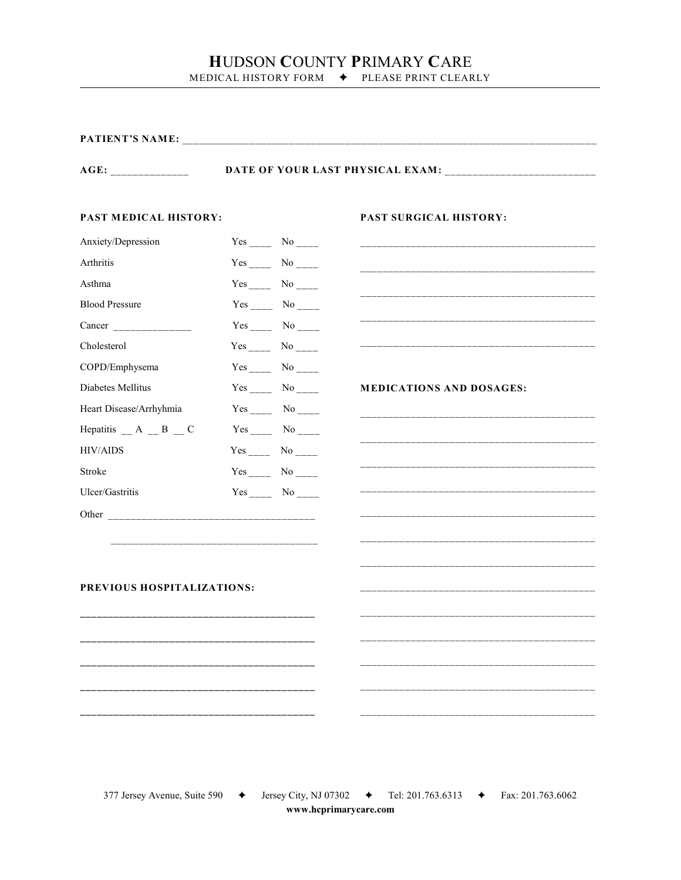# HUDSON COUNTY PRIMARY CARE

MEDICAL HISTORY FORM ✦ PLEASE PRINT CLEARLY

**PATIENT'S NAME:** ______________________________________________________________________________

**AGE:** _____________ **DATE OF YOUR LAST PHYSICAL EXAM:** ___________________________

**PAST MEDICAL HISTORY:**

| Condition | Yes | No |
|---|---|---|
| Anxiety/Depression | Yes ____ | No ____ |
| Arthritis | Yes ____ | No ____ |
| Asthma | Yes ____ | No ____ |
| Blood Pressure | Yes ____ | No ____ |
| Cancer ______________ | Yes ____ | No ____ |
| Cholesterol | Yes ____ | No ____ |
| COPD/Emphysema | Yes ____ | No ____ |
| Diabetes Mellitus | Yes ____ | No ____ |
| Heart Disease/Arrhyhmia | Yes ____ | No ____ |
| Hepatitis __ A __ B __ C | Yes ____ | No ____ |
| HIV/AIDS | Yes ____ | No ____ |
| Stroke | Yes ____ | No ____ |
| Ulcer/Gastritis | Yes ____ | No ____ |

Other ______________________________________

______________________________________

**PREVIOUS HOSPITALIZATIONS:**

___________________________________________

___________________________________________

___________________________________________

___________________________________________

___________________________________________

**PAST SURGICAL HISTORY:**

___________________________________________

___________________________________________

___________________________________________

___________________________________________

___________________________________________

**MEDICATIONS AND DOSAGES:**

___________________________________________

___________________________________________

___________________________________________

___________________________________________

___________________________________________

___________________________________________

___________________________________________

___________________________________________

___________________________________________

___________________________________________

___________________________________________

___________________________________________

___________________________________________

377 Jersey Avenue, Suite 590 ✦ Jersey City, NJ 07302 ✦ Tel: 201.763.6313 ✦ Fax: 201.763.6062

**www.hcprimarycare.com**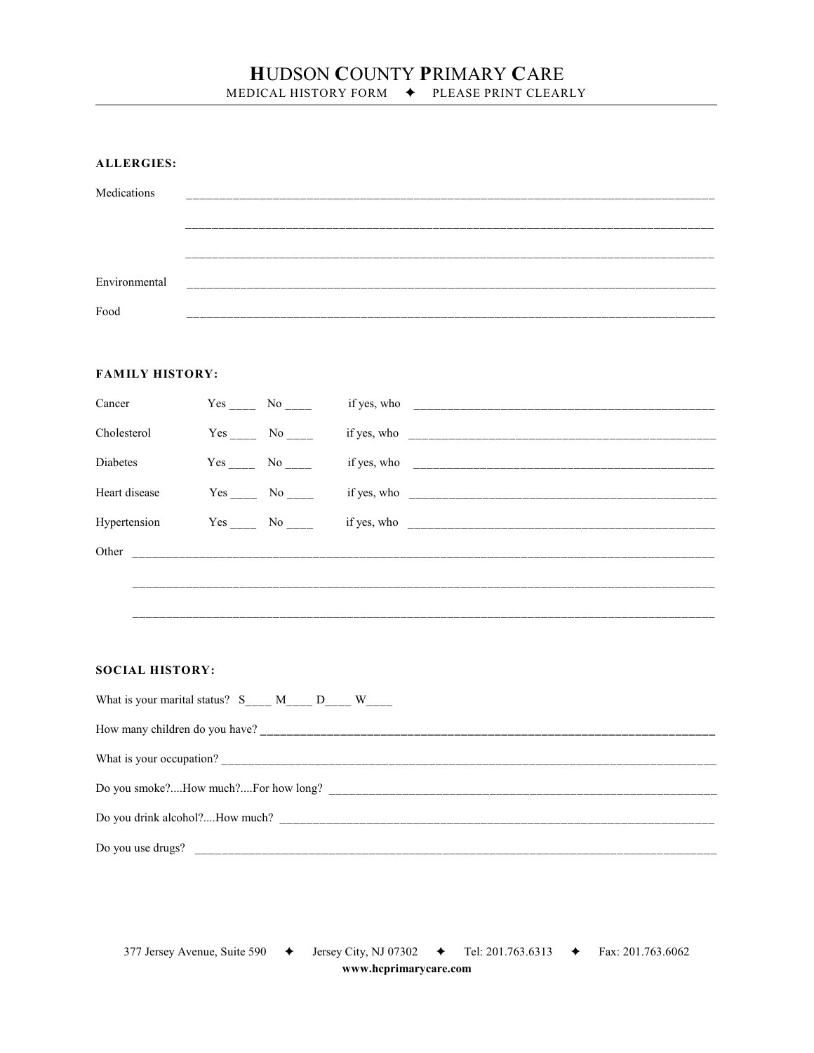# HUDSON COUNTY PRIMARY CARE

MEDICAL HISTORY FORM ✦ PLEASE PRINT CLEARLY

**ALLERGIES:**

Medications ________________________________________________________________________________

________________________________________________________________________________

________________________________________________________________________________

Environmental ________________________________________________________________________________

Food ________________________________________________________________________________

**FAMILY HISTORY:**

Cancer Yes ____ No ____ if yes, who ______________________________________________

Cholesterol Yes ____ No ____ if yes, who ______________________________________________

Diabetes Yes ____ No ____ if yes, who ______________________________________________

Heart disease Yes ____ No ____ if yes, who ______________________________________________

Hypertension Yes ____ No ____ if yes, who ______________________________________________

Other ________________________________________________________________________________

________________________________________________________________________________

________________________________________________________________________________

**SOCIAL HISTORY:**

What is your marital status? S____ M____ D____ W____

How many children do you have? ______________________________________________________________

What is your occupation? ______________________________________________________________

Do you smoke?....How much?....For how long? ______________________________________________________________

Do you drink alcohol?....How much? ______________________________________________________________

Do you use drugs? ______________________________________________________________

377 Jersey Avenue, Suite 590 ✦ Jersey City, NJ 07302 ✦ Tel: 201.763.6313 ✦ Fax: 201.763.6062
**www.hcprimarycare.com**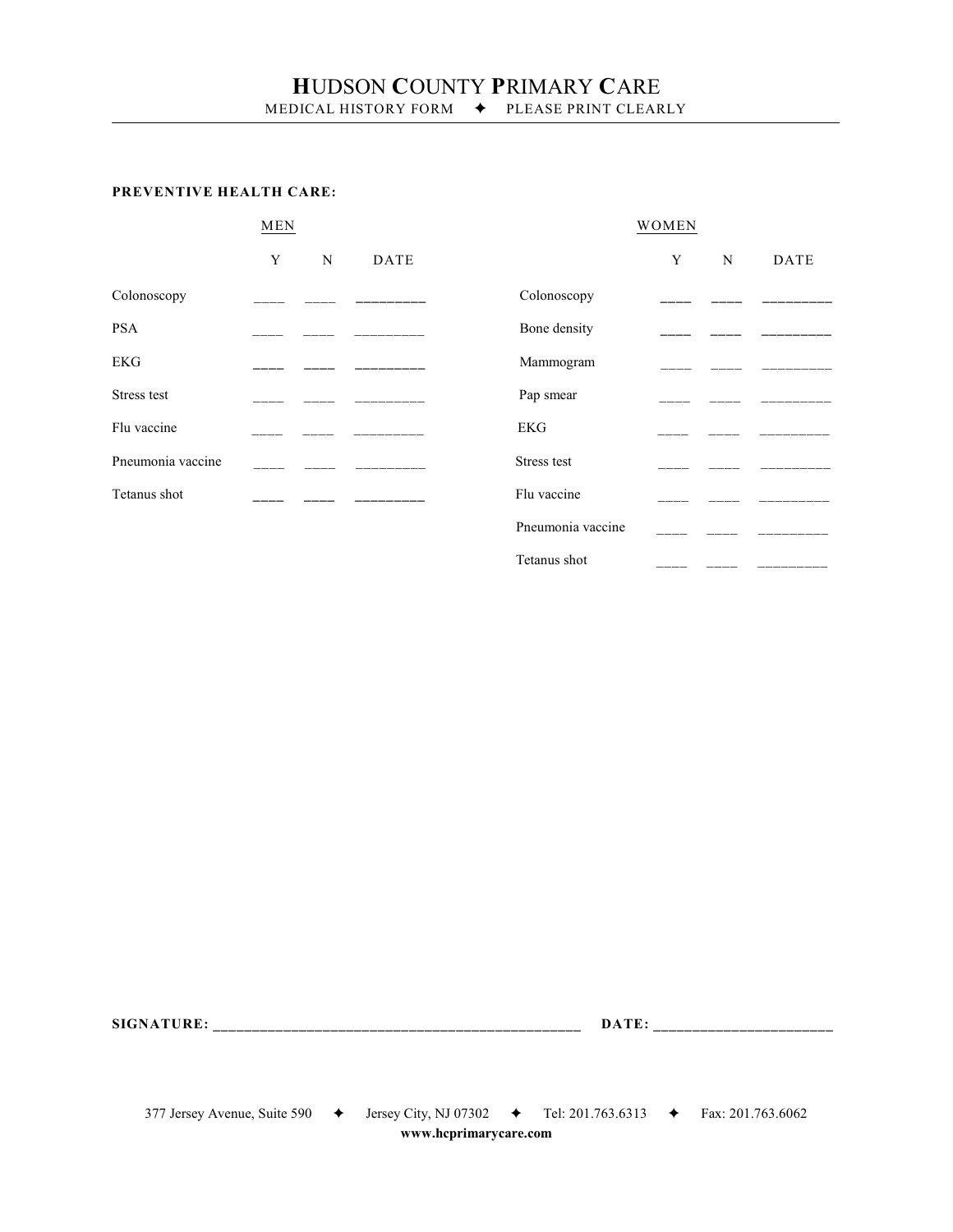# **H**UDSON **C**OUNTY **P**RIMARY **C**ARE

MEDICAL HISTORY FORM ✦ PLEASE PRINT CLEARLY

**PREVENTIVE HEALTH CARE:**

**MEN**

| | Y | N | DATE |
|---|---|---|---|
| Colonoscopy | ____ | ____ | _________ |
| PSA | ____ | ____ | _________ |
| EKG | ____ | ____ | _________ |
| Stress test | ____ | ____ | _________ |
| Flu vaccine | ____ | ____ | _________ |
| Pneumonia vaccine | ____ | ____ | _________ |
| Tetanus shot | ____ | ____ | _________ |

**WOMEN**

| | Y | N | DATE |
|---|---|---|---|
| Colonoscopy | ____ | ____ | _________ |
| Bone density | ____ | ____ | _________ |
| Mammogram | ____ | ____ | _________ |
| Pap smear | ____ | ____ | _________ |
| EKG | ____ | ____ | _________ |
| Stress test | ____ | ____ | _________ |
| Flu vaccine | ____ | ____ | _________ |
| Pneumonia vaccine | ____ | ____ | _________ |
| Tetanus shot | ____ | ____ | _________ |

**SIGNATURE:** _______________________________________________ **DATE:** ______________________

377 Jersey Avenue, Suite 590 ✦ Jersey City, NJ 07302 ✦ Tel: 201.763.6313 ✦ Fax: 201.763.6062

**www.hcprimarycare.com**